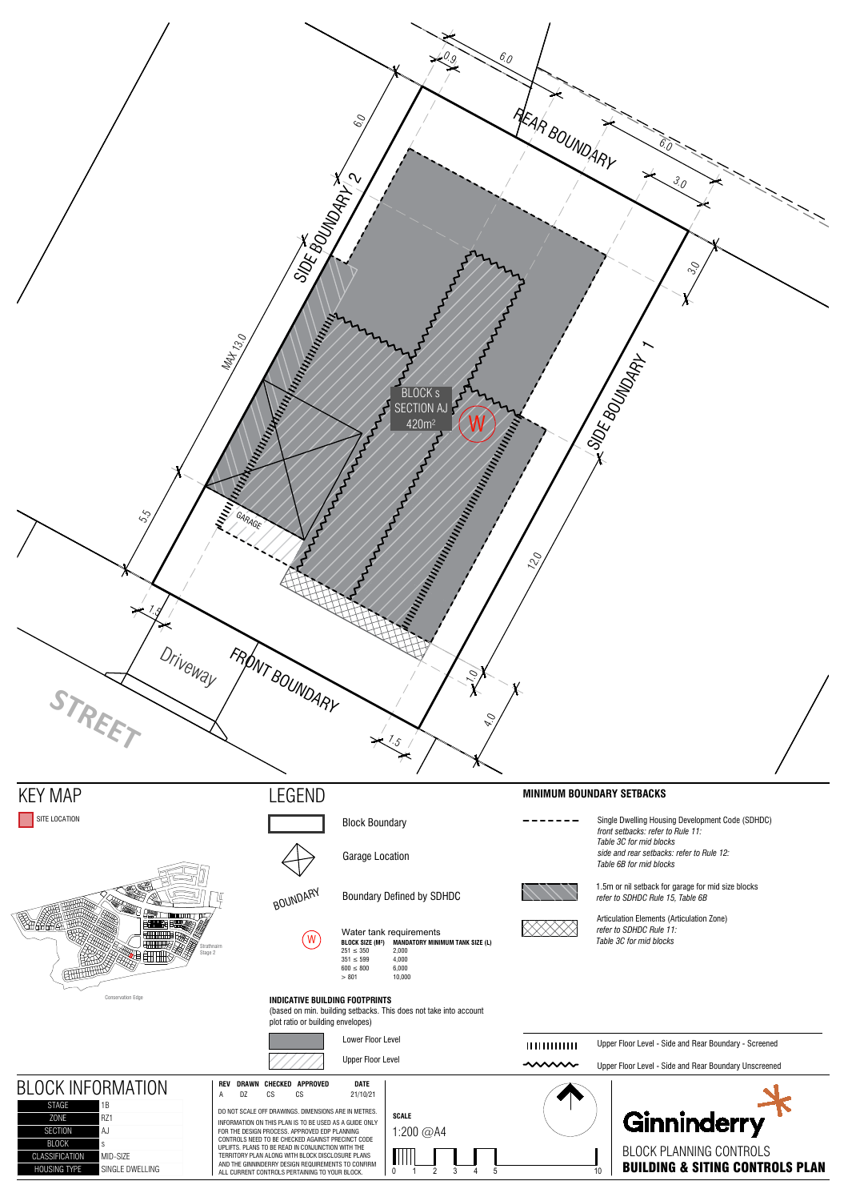REAR BOUNDARY

SIDE BOUNDARY 2

SIDE BOUNDARY 1

FRONT BOUNDARY

Driveway

STREET

GARAGE

BLOCK s
SECTION AJ
420m²

W

6.0 | 0.9 | 6.0 | 6.0 | 3.0 | 3.0 | MAX 13.0 | 5.5 | 1.5 | 12.0 | 1.0 | 4.0 | 1.5

# KEY MAP

SITE LOCATION

Strathnairn Stage 2

Conservation Edge

# LEGEND

Block Boundary

Garage Location

BOUNDARY — Boundary Defined by SDHDC

W — Water tank requirements

| BLOCK SIZE (M²) | MANDATORY MINIMUM TANK SIZE (L) |
|---|---|
| 251 ≤ 350 | 2,000 |
| 351 ≤ 599 | 4,000 |
| 600 ≤ 800 | 6,000 |
| > 801 | 10,000 |

**INDICATIVE BUILDING FOOTPRINTS**
(based on min. building setbacks. This does not take into account plot ratio or building envelopes)

Lower Floor Level

Upper Floor Level

## MINIMUM BOUNDARY SETBACKS

Single Dwelling Housing Development Code (SDHDC)
*front setbacks: refer to Rule 11: Table 3C for mid blocks*
*side and rear setbacks: refer to Rule 12: Table 6B for mid blocks*

1.5m or nil setback for garage for mid size blocks
*refer to SDHDC Rule 15, Table 6B*

Articulation Elements (Articulation Zone)
*refer to SDHDC Rule 11: Table 3C for mid blocks*

Upper Floor Level - Side and Rear Boundary - Screened

Upper Floor Level - Side and Rear Boundary Unscreened

# BLOCK INFORMATION

| | |
|---|---|
| STAGE | 1B |
| ZONE | RZ1 |
| SECTION | AJ |
| BLOCK | S |
| CLASSIFICATION | MID-SIZE |
| HOUSING TYPE | SINGLE DWELLING |

| REV | DRAWN | CHECKED | APPROVED | DATE |
|---|---|---|---|---|
| A | DZ | CS | CS | 21/10/21 |

DO NOT SCALE OFF DRAWINGS. DIMENSIONS ARE IN METRES.

INFORMATION ON THIS PLAN IS TO BE USED AS A GUIDE ONLY FOR THE DESIGN PROCESS. APPROVED EDP PLANNING CONTROLS NEED TO BE CHECKED AGAINST PRECINCT CODE UPLIFTS. PLANS TO BE READ IN CONJUNCTION WITH THE TERRITORY PLAN ALONG WITH BLOCK DISCLOSURE PLANS AND THE GINNINDERRY DESIGN REQUIREMENTS TO CONFIRM ALL CURRENT CONTROLS PERTAINING TO YOUR BLOCK.

**SCALE**
1:200 @A4

0 1 2 3 4 5 10

Ginninderry

BLOCK PLANNING CONTROLS
**BUILDING & SITING CONTROLS PLAN**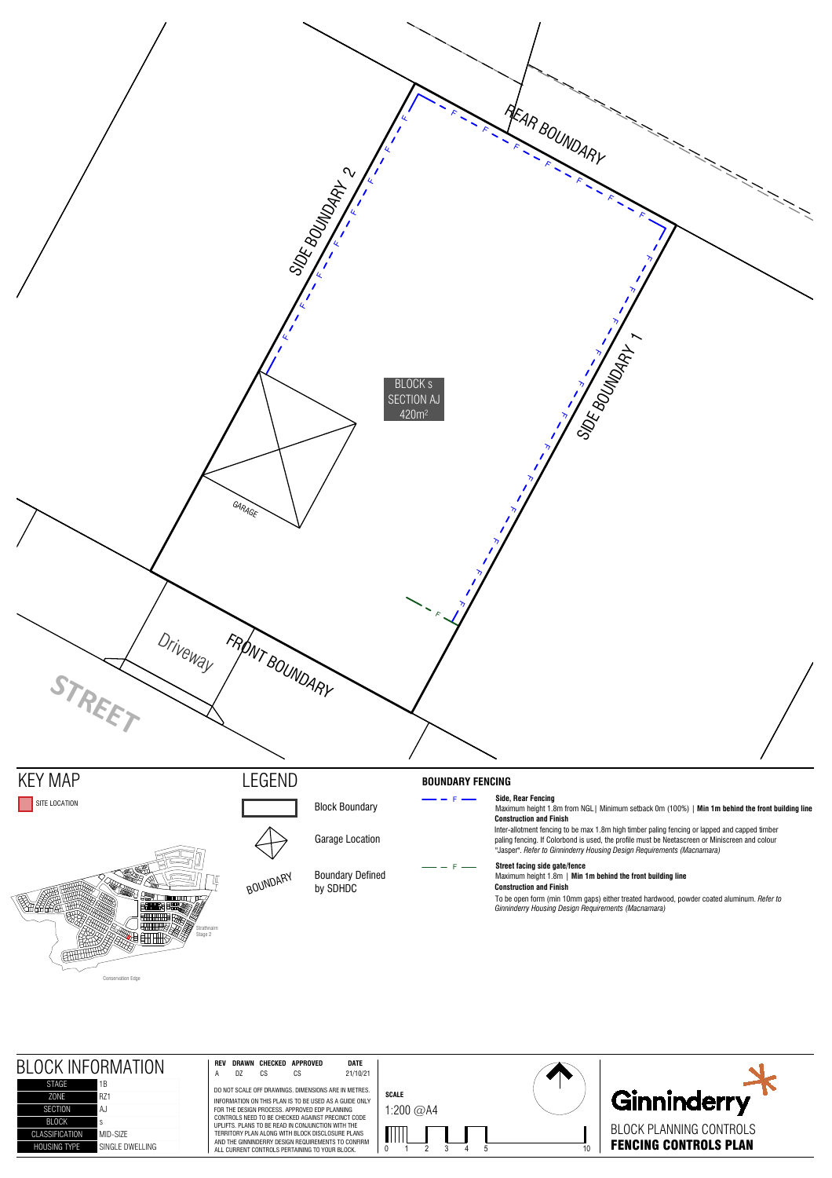REAR BOUNDARY

SIDE BOUNDARY 2

SIDE BOUNDARY 1

BLOCK s
SECTION AJ
420m²

GARAGE

Driveway

FRONT BOUNDARY

STREET

# KEY MAP

SITE LOCATION

Strathnairn Stage 2

Conservation Edge

# LEGEND

Block Boundary

Garage Location

Boundary Defined by SDHDC

## BOUNDARY FENCING

**Side, Rear Fencing**
Maximum height 1.8m from NGL | Minimum setback 0m (100%) | **Min 1m behind the front building line**
**Construction and Finish**
Inter-allotment fencing to be max 1.8m high timber paling fencing or lapped and capped timber paling fencing. If Colorbond is used, the profile must be Neetascreen or Miniscreen and colour "Jasper". *Refer to Ginninderry Housing Design Requirements (Macnamara)*

**Street facing side gate/fence**
Maximum height 1.8m | **Min 1m behind the front building line**
**Construction and Finish**
To be open form (min 10mm gaps) either treated hardwood, powder coated aluminum. *Refer to Ginninderry Housing Design Requirements (Macnamara)*

# BLOCK INFORMATION

| | |
|---|---|
| STAGE | 1B |
| ZONE | RZ1 |
| SECTION | AJ |
| BLOCK | S |
| CLASSIFICATION | MID-SIZE |
| HOUSING TYPE | SINGLE DWELLING |

| REV | DRAWN | CHECKED | APPROVED | DATE |
|---|---|---|---|---|
| A | DZ | CS | CS | 21/10/21 |

DO NOT SCALE OFF DRAWINGS. DIMENSIONS ARE IN METRES.
INFORMATION ON THIS PLAN IS TO BE USED AS A GUIDE ONLY FOR THE DESIGN PROCESS. APPROVED EDP PLANNING CONTROLS NEED TO BE CHECKED AGAINST PRECINCT CODE UPLIFTS. PLANS TO BE READ IN CONJUNCTION WITH THE TERRITORY PLAN ALONG WITH BLOCK DISCLOSURE PLANS AND THE GINNINDERRY DESIGN REQUIREMENTS TO CONFIRM ALL CURRENT CONTROLS PERTAINING TO YOUR BLOCK.

**SCALE**
1:200 @A4

0 1 2 3 4 5 10

Ginninderry

BLOCK PLANNING CONTROLS
**FENCING CONTROLS PLAN**